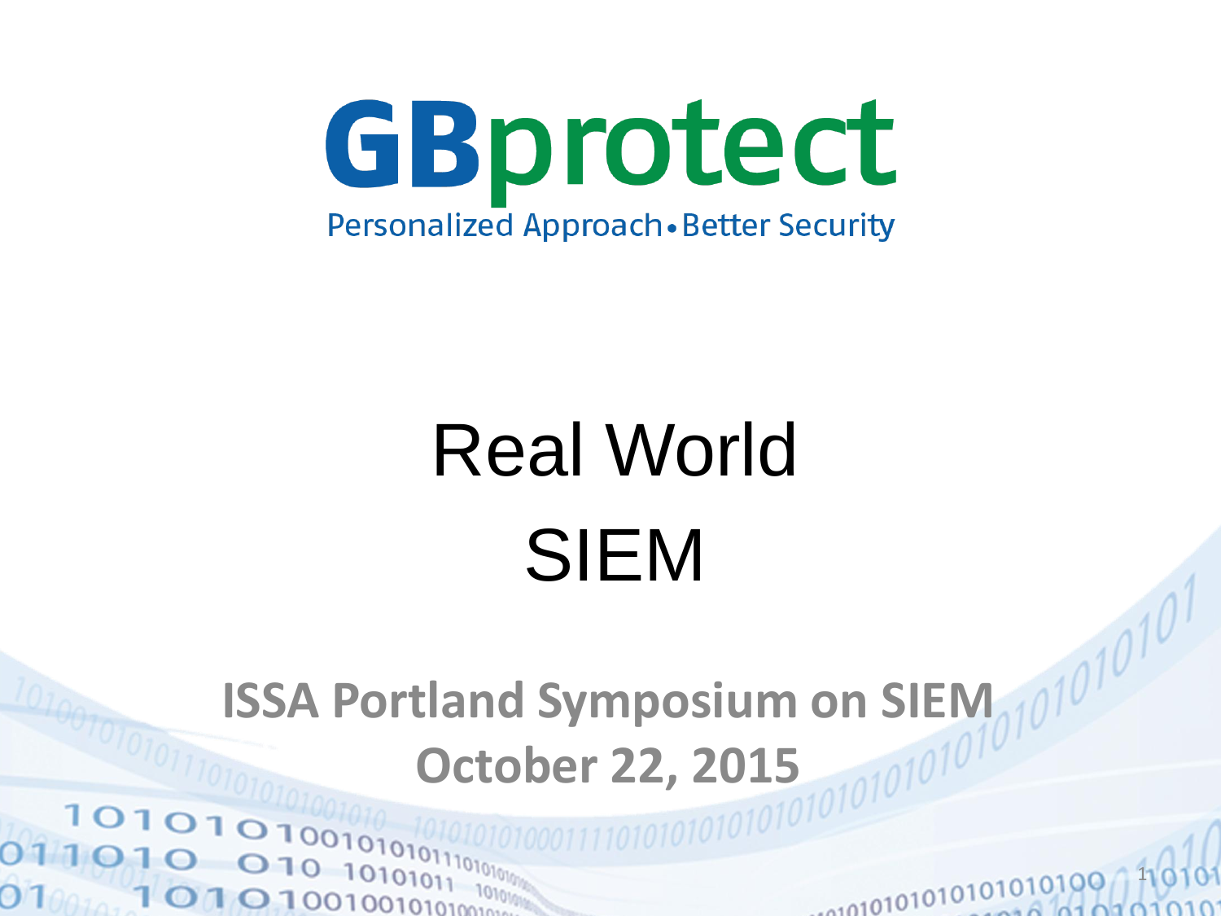GBprotect

Personalized Approach • Better Security

# Real World SIEM

**ISSA Portland Symposium on SIEM**

**October 22, 2015**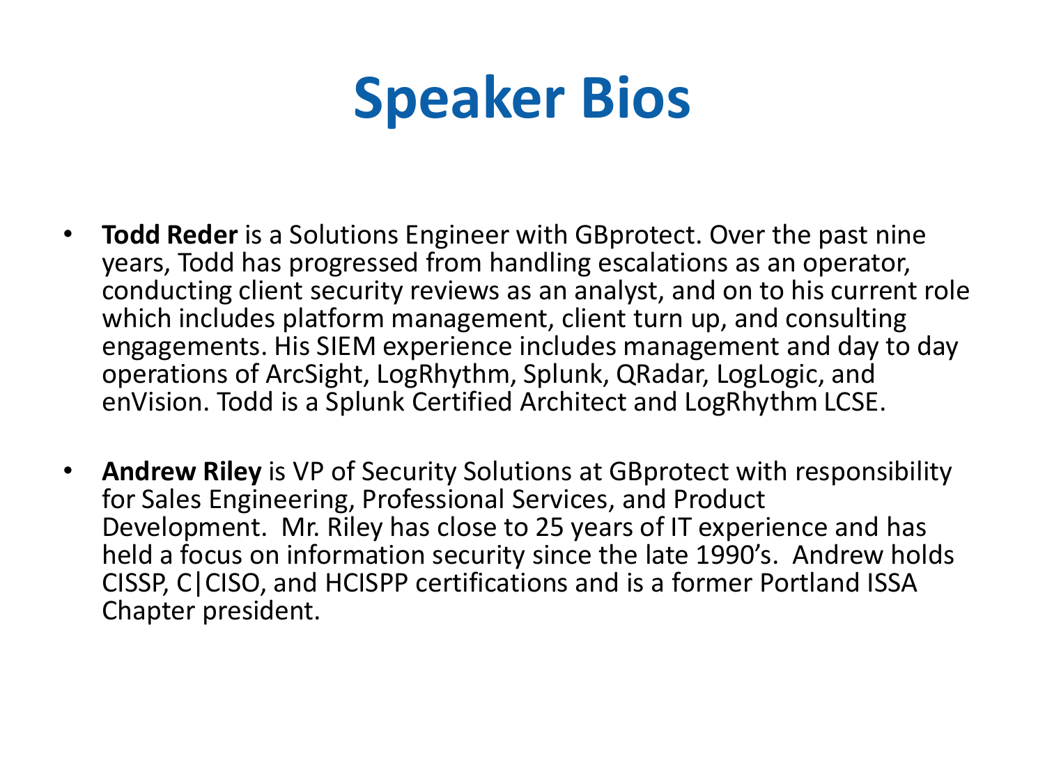# Speaker Bios

- **Todd Reder** is a Solutions Engineer with GBprotect. Over the past nine years, Todd has progressed from handling escalations as an operator, conducting client security reviews as an analyst, and on to his current role which includes platform management, client turn up, and consulting engagements. His SIEM experience includes management and day to day operations of ArcSight, LogRhythm, Splunk, QRadar, LogLogic, and enVision. Todd is a Splunk Certified Architect and LogRhythm LCSE.

- **Andrew Riley** is VP of Security Solutions at GBprotect with responsibility for Sales Engineering, Professional Services, and Product Development. Mr. Riley has close to 25 years of IT experience and has held a focus on information security since the late 1990's. Andrew holds CISSP, C|CISO, and HCISPP certifications and is a former Portland ISSA Chapter president.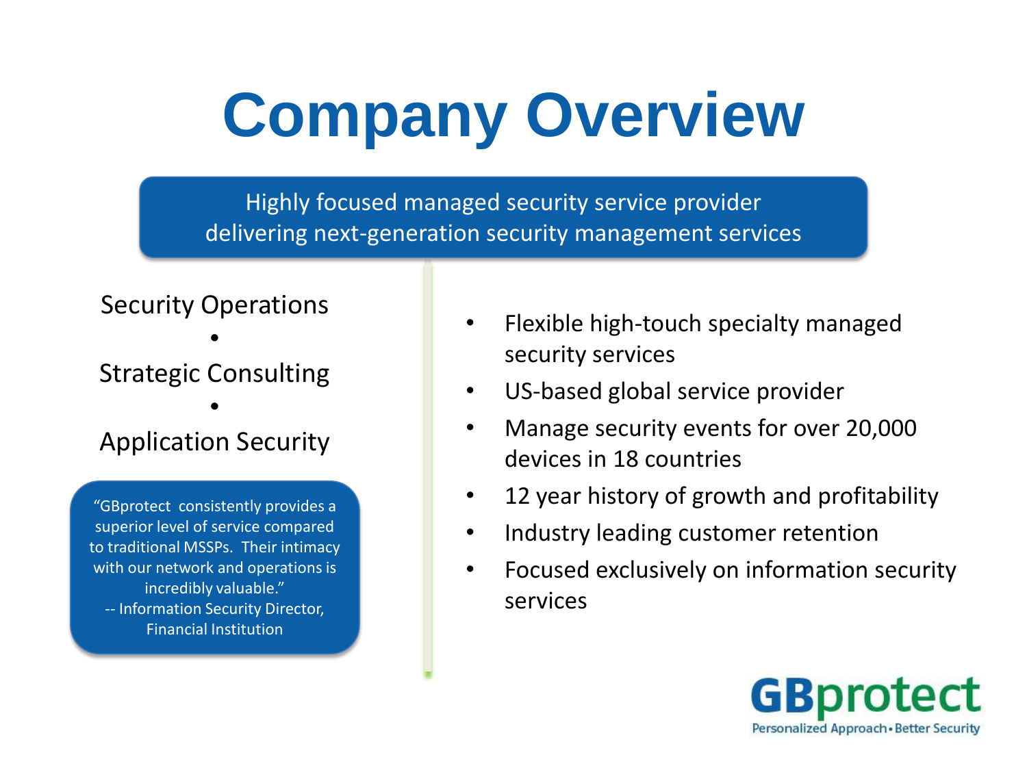# Company Overview

Highly focused managed security service provider delivering next-generation security management services

Security Operations
•
Strategic Consulting
•
Application Security

"GBprotect consistently provides a superior level of service compared to traditional MSSPs. Their intimacy with our network and operations is incredibly valuable."
-- Information Security Director, Financial Institution

- Flexible high-touch specialty managed security services
- US-based global service provider
- Manage security events for over 20,000 devices in 18 countries
- 12 year history of growth and profitability
- Industry leading customer retention
- Focused exclusively on information security services

GBprotect
Personalized Approach • Better Security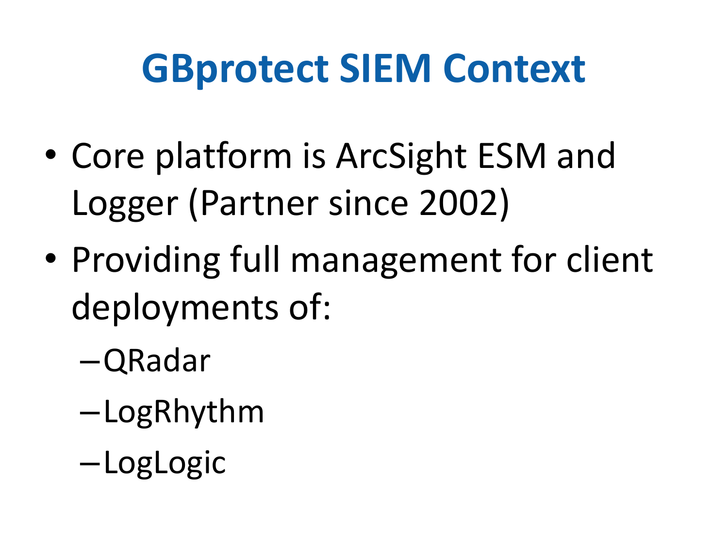# GBprotect SIEM Context

- Core platform is ArcSight ESM and Logger (Partner since 2002)
- Providing full management for client deployments of:
  - QRadar
  - LogRhythm
  - LogLogic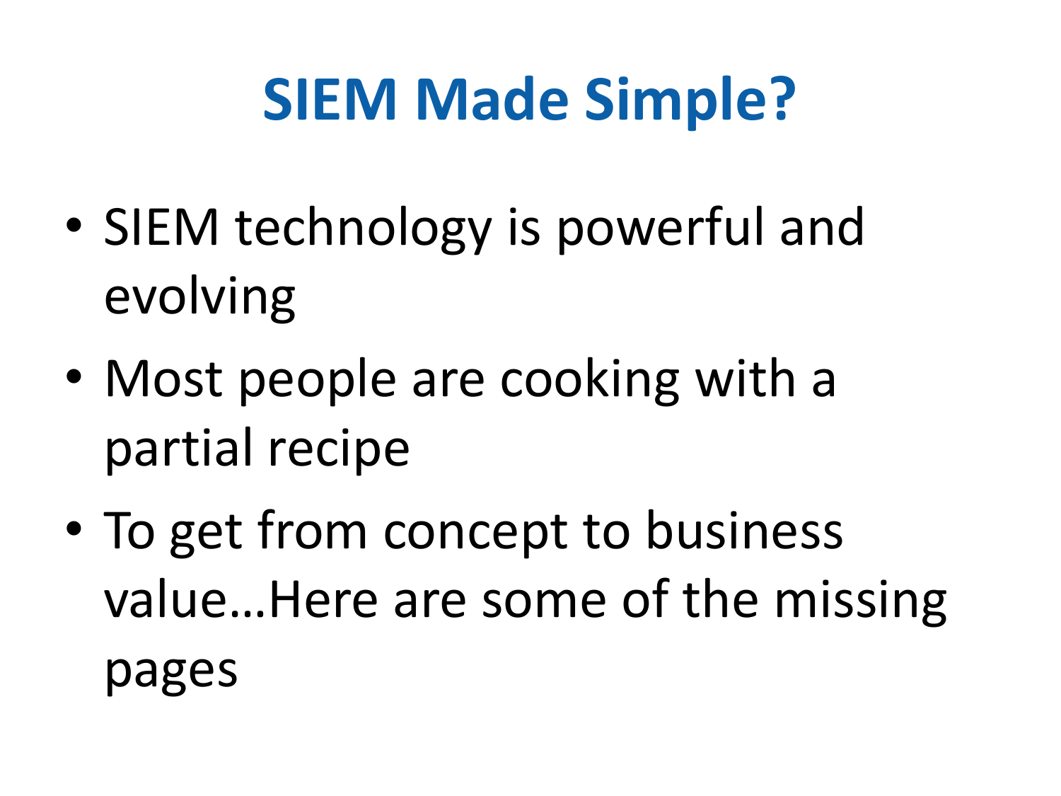# SIEM Made Simple?

- SIEM technology is powerful and evolving
- Most people are cooking with a partial recipe
- To get from concept to business value…Here are some of the missing pages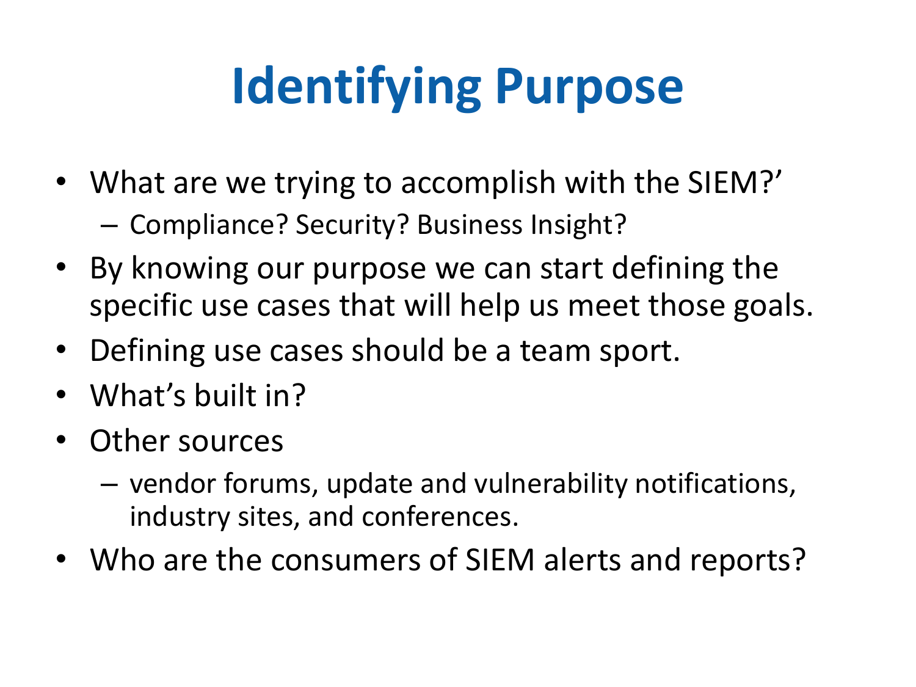# Identifying Purpose

- What are we trying to accomplish with the SIEM?’
  - Compliance? Security? Business Insight?
- By knowing our purpose we can start defining the specific use cases that will help us meet those goals.
- Defining use cases should be a team sport.
- What’s built in?
- Other sources
  - vendor forums, update and vulnerability notifications, industry sites, and conferences.
- Who are the consumers of SIEM alerts and reports?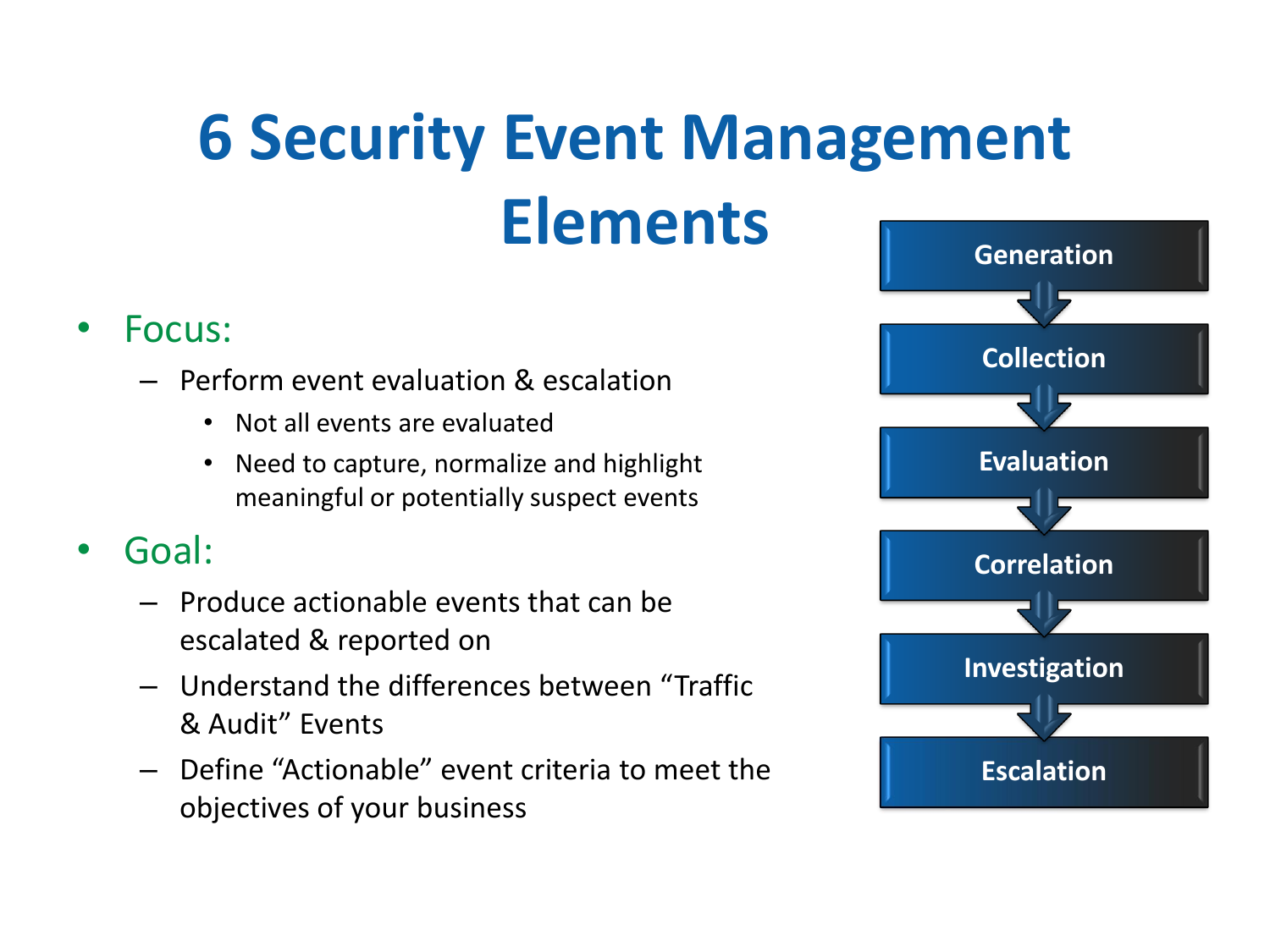# 6 Security Event Management Elements

- Focus:
  - Perform event evaluation & escalation
    - Not all events are evaluated
    - Need to capture, normalize and highlight meaningful or potentially suspect events
- Goal:
  - Produce actionable events that can be escalated & reported on
  - Understand the differences between “Traffic & Audit” Events
  - Define “Actionable” event criteria to meet the objectives of your business

Generation → Collection → Evaluation → Correlation → Investigation → Escalation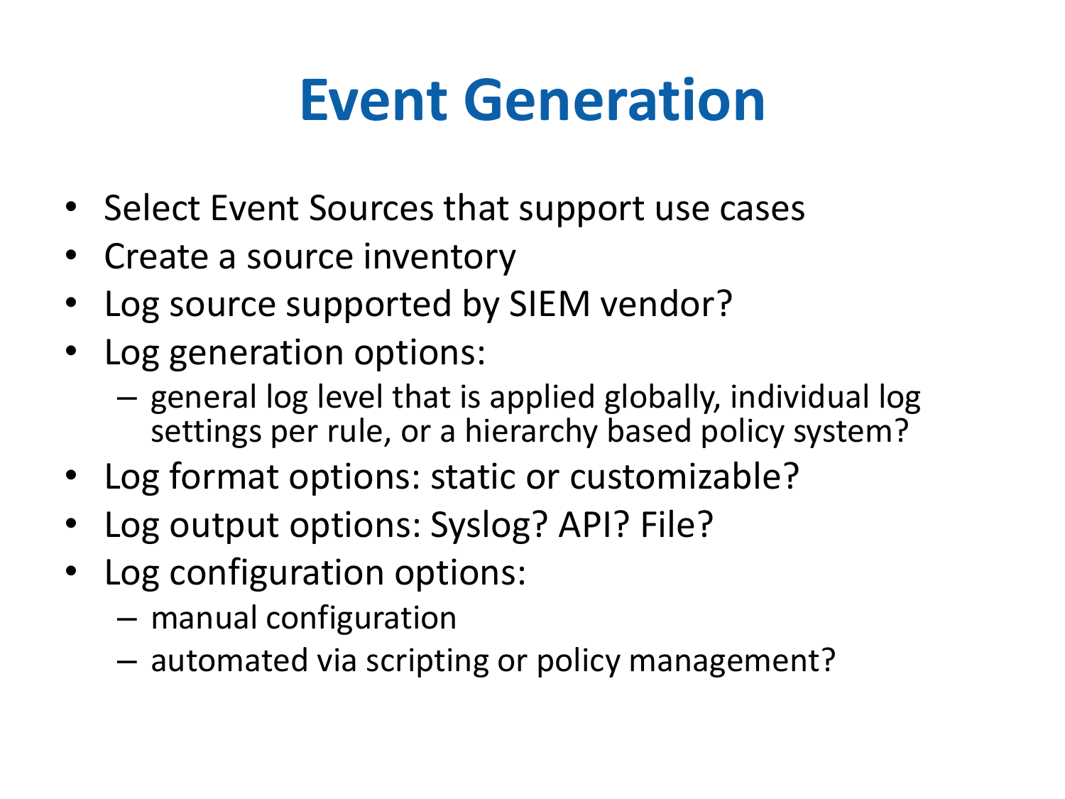# Event Generation

- Select Event Sources that support use cases
- Create a source inventory
- Log source supported by SIEM vendor?
- Log generation options:
  - general log level that is applied globally, individual log settings per rule, or a hierarchy based policy system?
- Log format options: static or customizable?
- Log output options: Syslog? API? File?
- Log configuration options:
  - manual configuration
  - automated via scripting or policy management?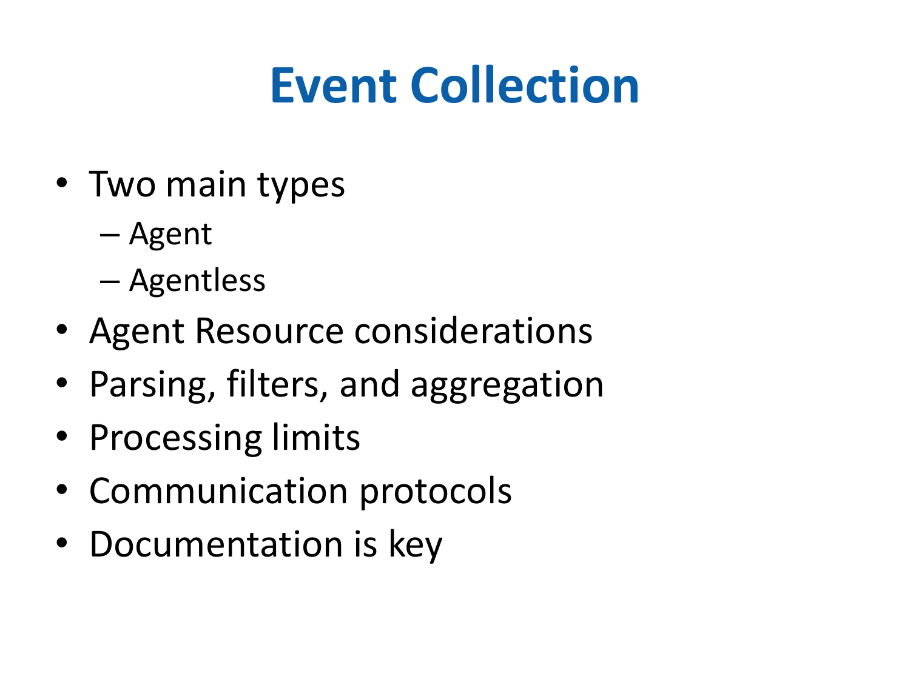# Event Collection

- Two main types
  - Agent
  - Agentless
- Agent Resource considerations
- Parsing, filters, and aggregation
- Processing limits
- Communication protocols
- Documentation is key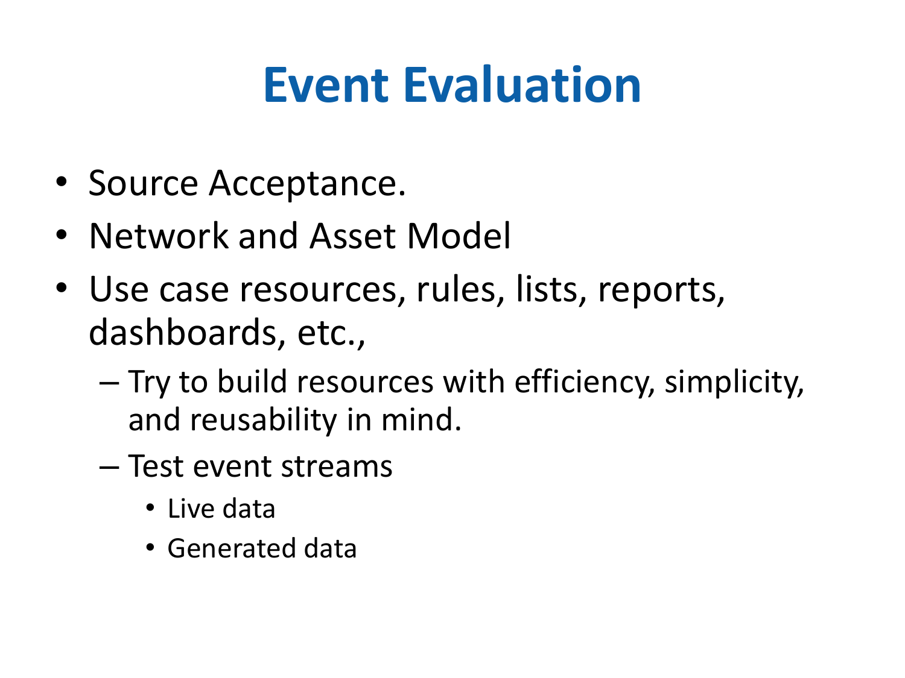# Event Evaluation

- Source Acceptance.
- Network and Asset Model
- Use case resources, rules, lists, reports, dashboards, etc.,
  - Try to build resources with efficiency, simplicity, and reusability in mind.
  - Test event streams
    - Live data
    - Generated data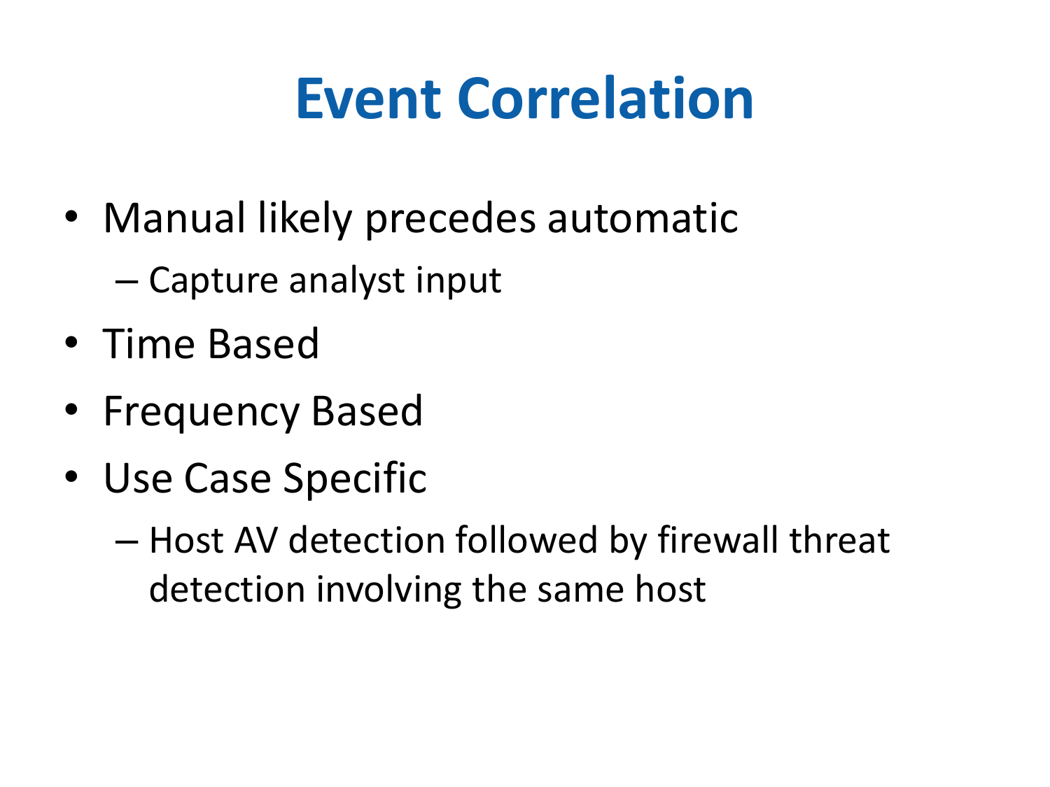# Event Correlation

- Manual likely precedes automatic
  - Capture analyst input
- Time Based
- Frequency Based
- Use Case Specific
  - Host AV detection followed by firewall threat detection involving the same host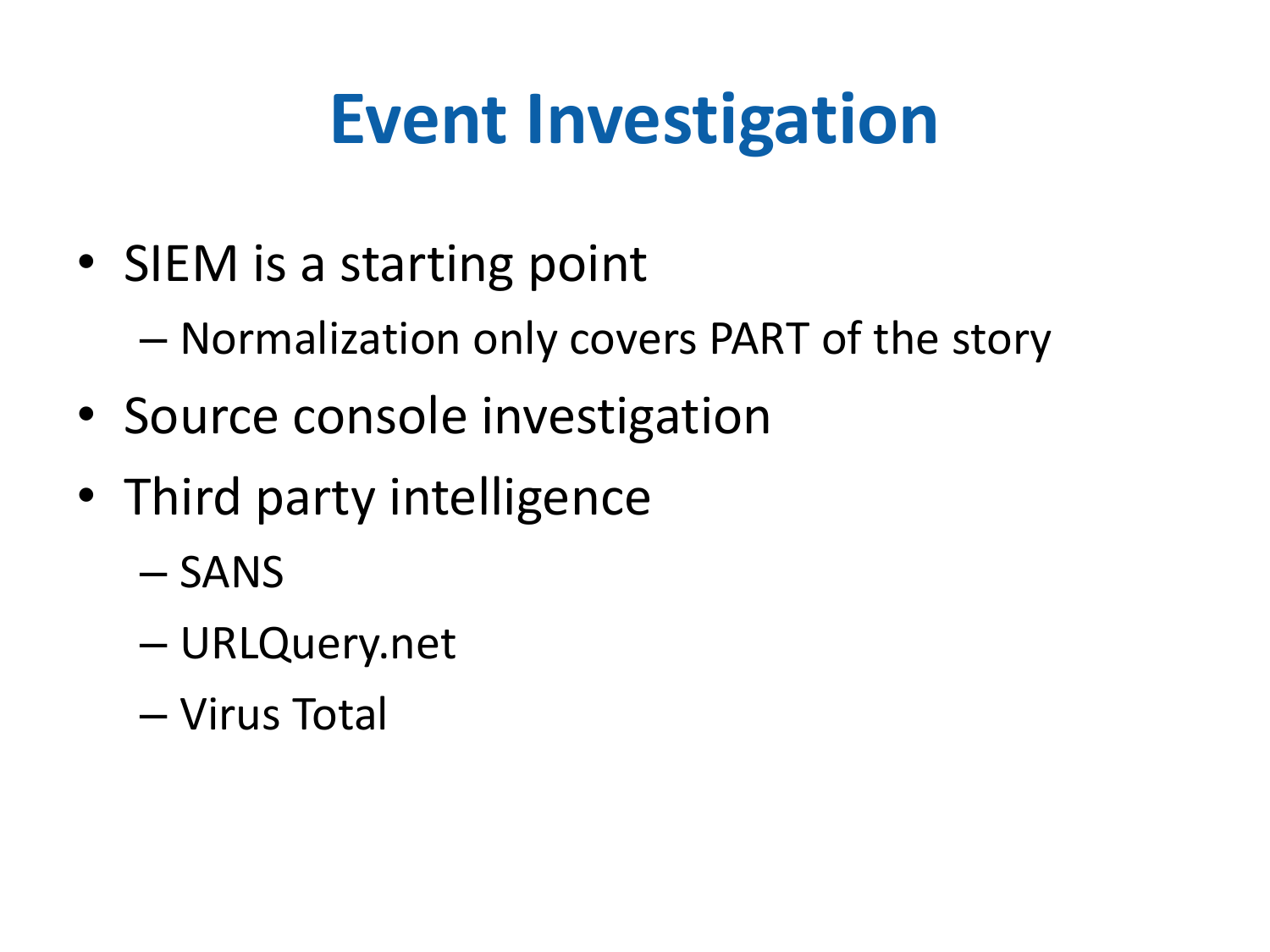# Event Investigation

- SIEM is a starting point
  - Normalization only covers PART of the story
- Source console investigation
- Third party intelligence
  - SANS
  - URLQuery.net
  - Virus Total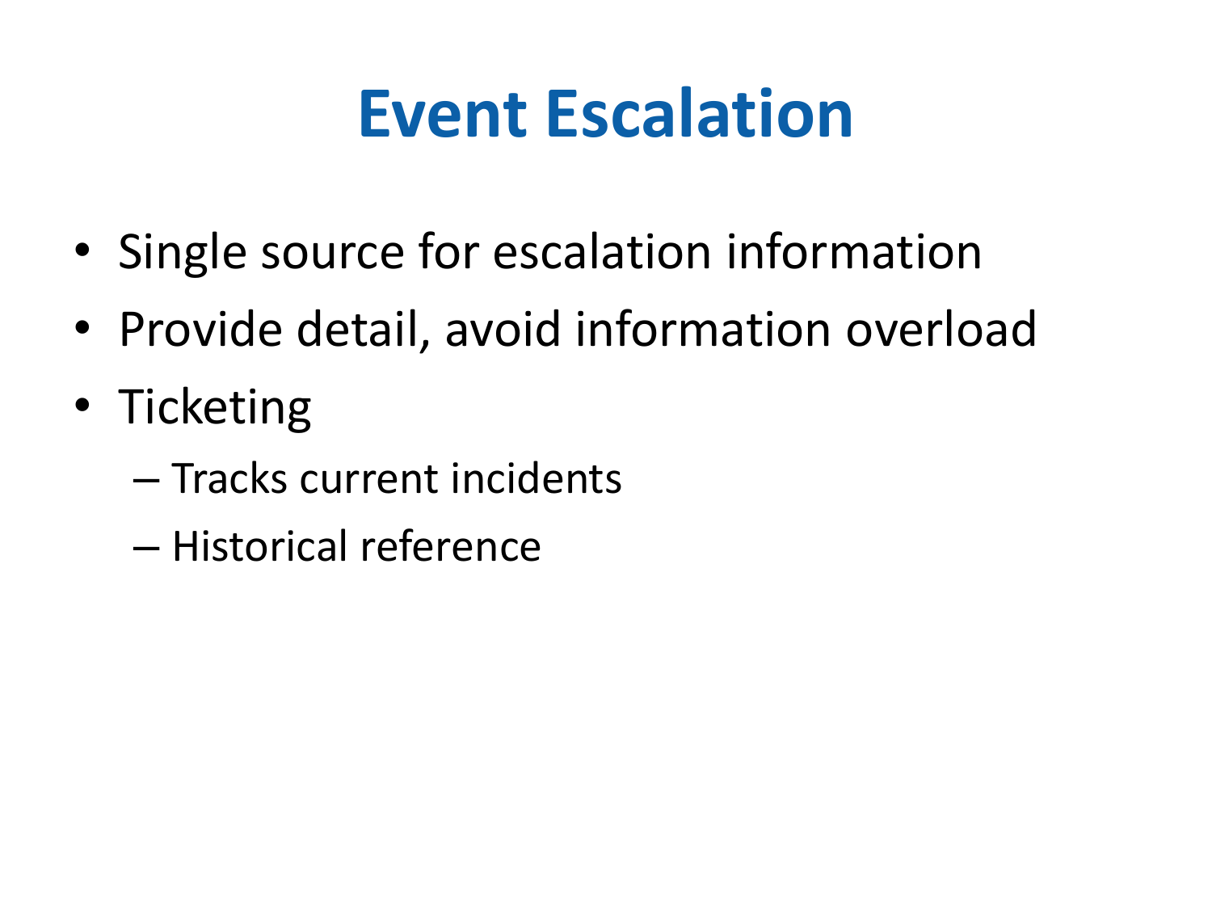# Event Escalation

- Single source for escalation information
- Provide detail, avoid information overload
- Ticketing
  - Tracks current incidents
  - Historical reference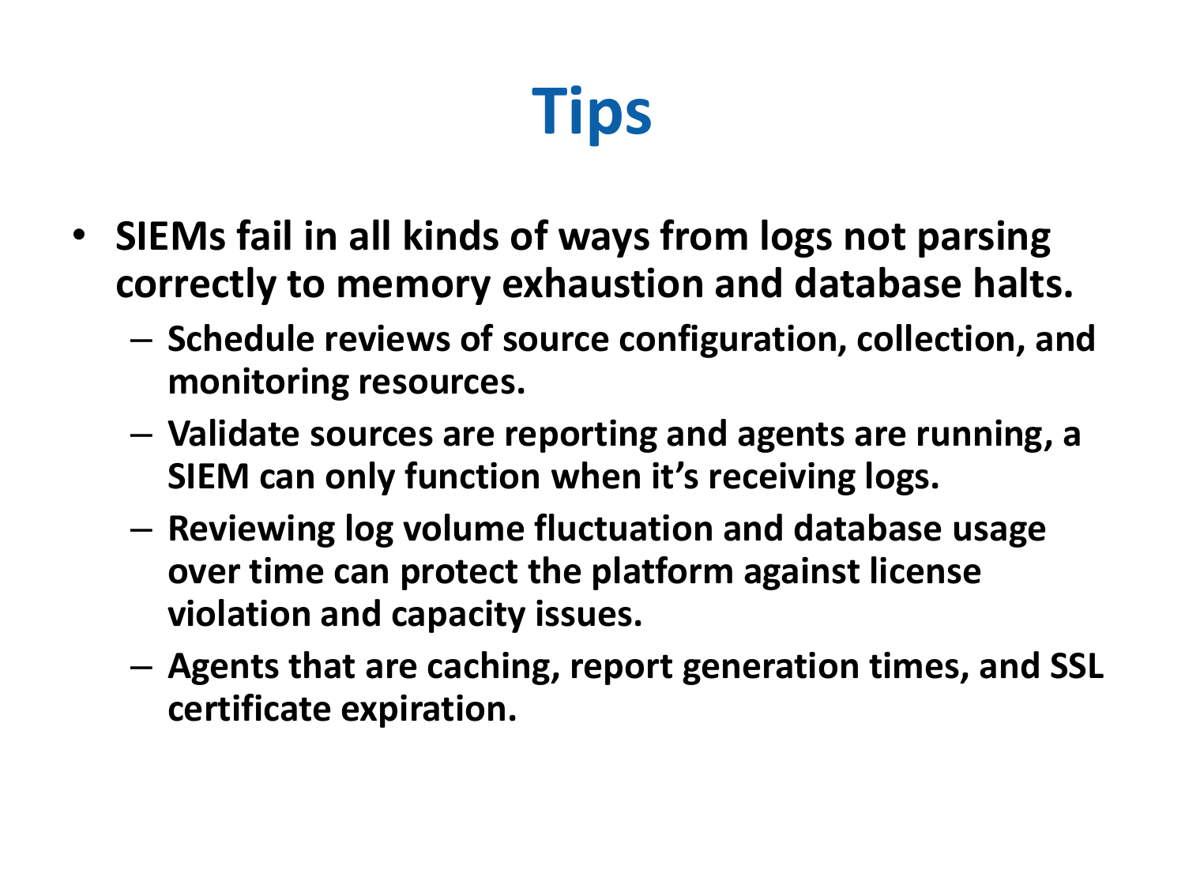# Tips

- **SIEMs fail in all kinds of ways from logs not parsing correctly to memory exhaustion and database halts.**
  - **Schedule reviews of source configuration, collection, and monitoring resources.**
  - **Validate sources are reporting and agents are running, a SIEM can only function when it's receiving logs.**
  - **Reviewing log volume fluctuation and database usage over time can protect the platform against license violation and capacity issues.**
  - **Agents that are caching, report generation times, and SSL certificate expiration.**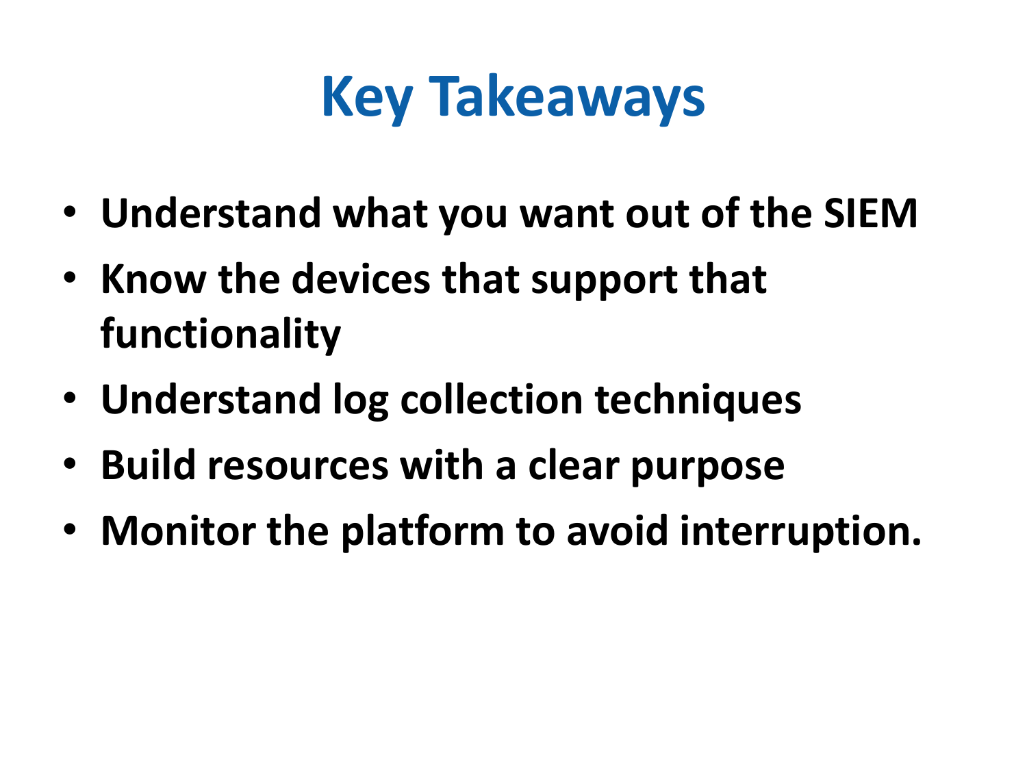# Key Takeaways

- **Understand what you want out of the SIEM**
- **Know the devices that support that functionality**
- **Understand log collection techniques**
- **Build resources with a clear purpose**
- **Monitor the platform to avoid interruption.**